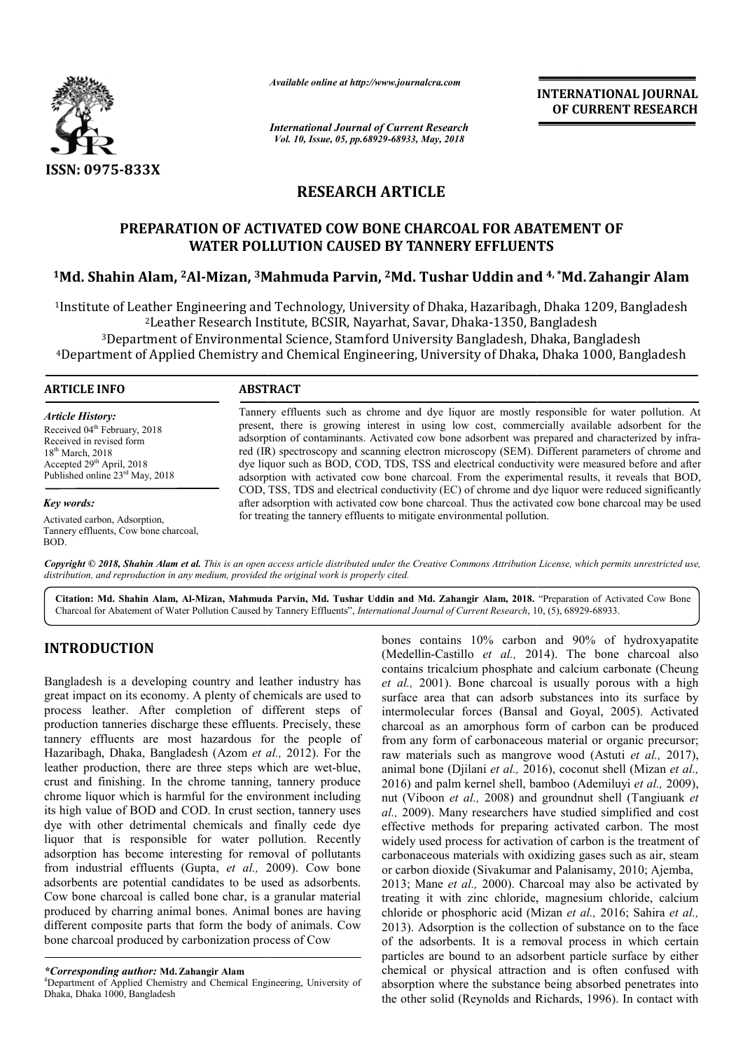ISSN: 0975-833X

*Available online at http://www.journalcra.com*

*International Journal of Current Research*
*Vol. 10, Issue, 05, pp.68929-68933, May, 2018*

**INTERNATIONAL JOURNAL OF CURRENT RESEARCH**

## RESEARCH ARTICLE

# PREPARATION OF ACTIVATED COW BONE CHARCOAL FOR ABATEMENT OF WATER POLLUTION CAUSED BY TANNERY EFFLUENTS

**[1]Md. Shahin Alam, [2]Al-Mizan, [3]Mahmuda Parvin, [2]Md. Tushar Uddin and [4,*]Md. Zahangir Alam**

[1]Institute of Leather Engineering and Technology, University of Dhaka, Hazaribagh, Dhaka 1209, Bangladesh
[2]Leather Research Institute, BCSIR, Nayarhat, Savar, Dhaka-1350, Bangladesh
[3]Department of Environmental Science, Stamford University Bangladesh, Dhaka, Bangladesh
[4]Department of Applied Chemistry and Chemical Engineering, University of Dhaka, Dhaka 1000, Bangladesh

### ARTICLE INFO

*Article History:*
Received 04th February, 2018
Received in revised form 18th March, 2018
Accepted 29th April, 2018
Published online 23rd May, 2018

*Key words:*
Activated carbon, Adsorption, Tannery effluents, Cow bone charcoal, BOD.

### ABSTRACT

Tannery effluents such as chrome and dye liquor are mostly responsible for water pollution. At present, there is growing interest in using low cost, commercially available adsorbent for the adsorption of contaminants. Activated cow bone adsorbent was prepared and characterized by infra-red (IR) spectroscopy and scanning electron microscopy (SEM). Different parameters of chrome and dye liquor such as BOD, COD, TDS, TSS and electrical conductivity were measured before and after adsorption with activated cow bone charcoal. From the experimental results, it reveals that BOD, COD, TSS, TDS and electrical conductivity (EC) of chrome and dye liquor were reduced significantly after adsorption with activated cow bone charcoal. Thus the activated cow bone charcoal may be used for treating the tannery effluents to mitigate environmental pollution.

***Copyright © 2018, Shahin Alam et al.** This is an open access article distributed under the Creative Commons Attribution License, which permits unrestricted use, distribution, and reproduction in any medium, provided the original work is properly cited.*

**Citation: Md. Shahin Alam, Al-Mizan, Mahmuda Parvin, Md. Tushar Uddin and Md. Zahangir Alam, 2018.** "Preparation of Activated Cow Bone Charcoal for Abatement of Water Pollution Caused by Tannery Effluents", *International Journal of Current Research*, 10, (5), 68929-68933.

## INTRODUCTION

Bangladesh is a developing country and leather industry has great impact on its economy. A plenty of chemicals are used to process leather. After completion of different steps of production tanneries discharge these effluents. Precisely, these tannery effluents are most hazardous for the people of Hazaribagh, Dhaka, Bangladesh (Azom *et al.,* 2012). For the leather production, there are three steps which are wet-blue, crust and finishing. In the chrome tanning, tannery produce chrome liquor which is harmful for the environment including its high value of BOD and COD. In crust section, tannery uses dye with other detrimental chemicals and finally cede dye liquor that is responsible for water pollution. Recently adsorption has become interesting for removal of pollutants from industrial effluents (Gupta, *et al.,* 2009). Cow bone adsorbents are potential candidates to be used as adsorbents. Cow bone charcoal is called bone char, is a granular material produced by charring animal bones. Animal bones are having different composite parts that form the body of animals. Cow bone charcoal produced by carbonization process of Cow bones contains 10% carbon and 90% of hydroxyapatite (Medellin-Castillo *et al.,* 2014). The bone charcoal also contains tricalcium phosphate and calcium carbonate (Cheung *et al.,* 2001). Bone charcoal is usually porous with a high surface area that can adsorb substances into its surface by intermolecular forces (Bansal and Goyal, 2005). Activated charcoal as an amorphous form of carbon can be produced from any form of carbonaceous material or organic precursor; raw materials such as mangrove wood (Astuti *et al.,* 2017), animal bone (Djilani *et al.,* 2016), coconut shell (Mizan *et al.,* 2016) and palm kernel shell, bamboo (Ademiluyi *et al.,* 2009), nut (Viboon *et al.,* 2008) and groundnut shell (Tangiuank *et al.,* 2009). Many researchers have studied simplified and cost effective methods for preparing activated carbon. The most widely used process for activation of carbon is the treatment of carbonaceous materials with oxidizing gases such as air, steam or carbon dioxide (Sivakumar and Palanisamy, 2010; Ajemba, 2013; Mane *et al.,* 2000). Charcoal may also be activated by treating it with zinc chloride, magnesium chloride, calcium chloride or phosphoric acid (Mizan *et al.,* 2016; Sahira *et al.,* 2013). Adsorption is the collection of substance on to the face of the adsorbents. It is a removal process in which certain particles are bound to an adsorbent particle surface by either chemical or physical attraction and is often confused with absorption where the substance being absorbed penetrates into the other solid (Reynolds and Richards, 1996). In contact with

\**Corresponding author:* **Md. Zahangir Alam**
[4]Department of Applied Chemistry and Chemical Engineering, University of Dhaka, Dhaka 1000, Bangladesh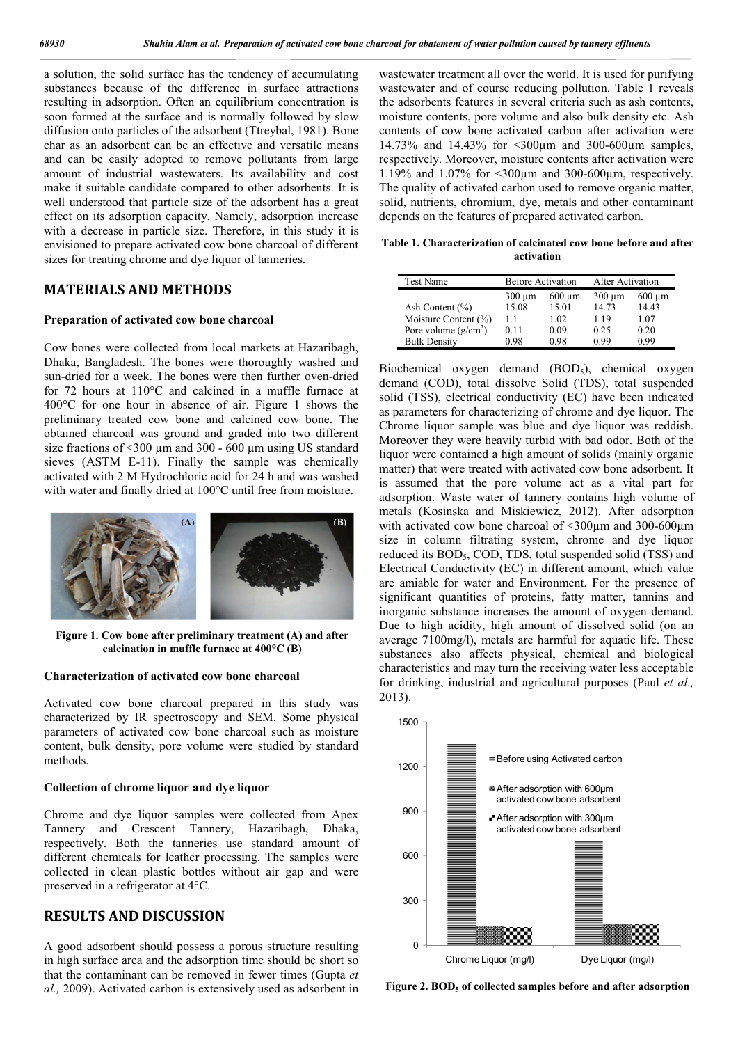a solution, the solid surface has the tendency of accumulating substances because of the difference in surface attractions resulting in adsorption. Often an equilibrium concentration is soon formed at the surface and is normally followed by slow diffusion onto particles of the adsorbent (Ttreybal, 1981). Bone char as an adsorbent can be an effective and versatile means and can be easily adopted to remove pollutants from large amount of industrial wastewaters. Its availability and cost make it suitable candidate compared to other adsorbents. It is well understood that particle size of the adsorbent has a great effect on its adsorption capacity. Namely, adsorption increase with a decrease in particle size. Therefore, in this study it is envisioned to prepare activated cow bone charcoal of different sizes for treating chrome and dye liquor of tanneries.

## MATERIALS AND METHODS

### Preparation of activated cow bone charcoal

Cow bones were collected from local markets at Hazaribagh, Dhaka, Bangladesh. The bones were thoroughly washed and sun-dried for a week. The bones were then further oven-dried for 72 hours at 110°C and calcined in a muffle furnace at 400°C for one hour in absence of air. Figure 1 shows the preliminary treated cow bone and calcined cow bone. The obtained charcoal was ground and graded into two different size fractions of <300 µm and 300 - 600 µm using US standard sieves (ASTM E-11). Finally the sample was chemically activated with 2 M Hydrochloric acid for 24 h and was washed with water and finally dried at 100°C until free from moisture.

**Figure 1. Cow bone after preliminary treatment (A) and after calcination in muffle furnace at 400°C (B)**

### Characterization of activated cow bone charcoal

Activated cow bone charcoal prepared in this study was characterized by IR spectroscopy and SEM. Some physical parameters of activated cow bone charcoal such as moisture content, bulk density, pore volume were studied by standard methods.

### Collection of chrome liquor and dye liquor

Chrome and dye liquor samples were collected from Apex Tannery and Crescent Tannery, Hazaribagh, Dhaka, respectively. Both the tanneries use standard amount of different chemicals for leather processing. The samples were collected in clean plastic bottles without air gap and were preserved in a refrigerator at 4°C.

## RESULTS AND DISCUSSION

A good adsorbent should possess a porous structure resulting in high surface area and the adsorption time should be short so that the contaminant can be removed in fewer times (Gupta *et al.,* 2009). Activated carbon is extensively used as adsorbent in wastewater treatment all over the world. It is used for purifying wastewater and of course reducing pollution. Table 1 reveals the adsorbents features in several criteria such as ash contents, moisture contents, pore volume and also bulk density etc. Ash contents of cow bone activated carbon after activation were 14.73% and 14.43% for <300µm and 300-600µm samples, respectively. Moreover, moisture contents after activation were 1.19% and 1.07% for <300µm and 300-600µm, respectively. The quality of activated carbon used to remove organic matter, solid, nutrients, chromium, dye, metals and other contaminant depends on the features of prepared activated carbon.

**Table 1. Characterization of calcinated cow bone before and after activation**

| Test Name | Before Activation | | After Activation | |
|---|---|---|---|---|
| | 300 µm | 600 µm | 300 µm | 600 µm |
| Ash Content (%) | 15.08 | 15.01 | 14.73 | 14.43 |
| Moisture Content (%) | 1.1 | 1.02 | 1.19 | 1.07 |
| Pore volume ($g/cm^3$) | 0.11 | 0.09 | 0.25 | 0.20 |
| Bulk Density | 0.98 | 0.98 | 0.99 | 0.99 |

Biochemical oxygen demand ($BOD_5$), chemical oxygen demand (COD), total dissolve Solid (TDS), total suspended solid (TSS), electrical conductivity (EC) have been indicated as parameters for characterizing of chrome and dye liquor. The Chrome liquor sample was blue and dye liquor was reddish. Moreover they were heavily turbid with bad odor. Both of the liquor were contained a high amount of solids (mainly organic matter) that were treated with activated cow bone adsorbent. It is assumed that the pore volume act as a vital part for adsorption. Waste water of tannery contains high volume of metals (Kosinska and Miskiewicz, 2012). After adsorption with activated cow bone charcoal of <300µm and 300-600µm size in column filtrating system, chrome and dye liquor reduced its $BOD_5$, COD, TDS, total suspended solid (TSS) and Electrical Conductivity (EC) in different amount, which value are amiable for water and Environment. For the presence of significant quantities of proteins, fatty matter, tannins and inorganic substance increases the amount of oxygen demand. Due to high acidity, high amount of dissolved solid (on an average 7100mg/l), metals are harmful for aquatic life. These substances also affects physical, chemical and biological characteristics and may turn the receiving water less acceptable for drinking, industrial and agricultural purposes (Paul *et al.,* 2013).

**Figure 2. $BOD_5$ of collected samples before and after adsorption**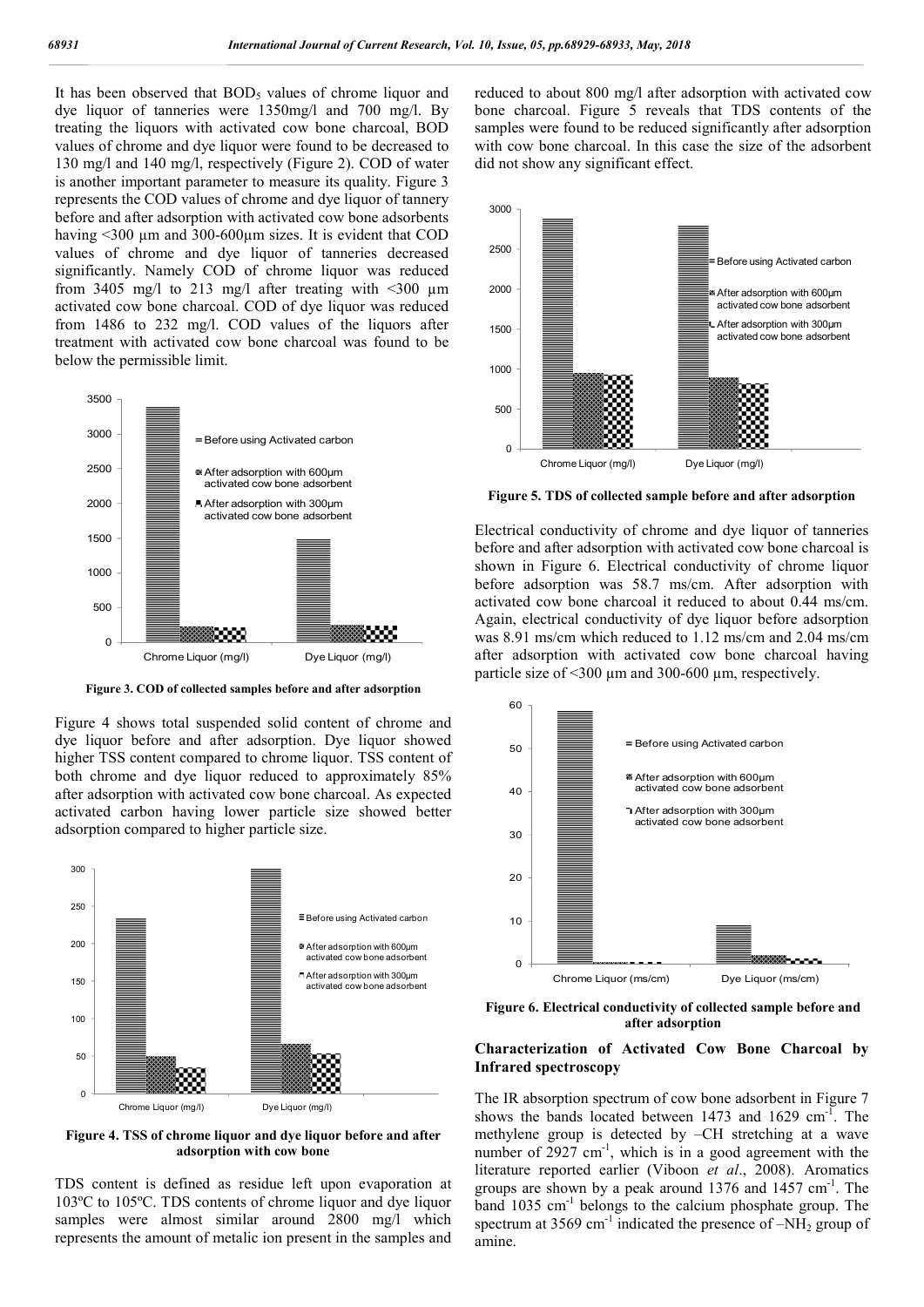It has been observed that $BOD_5$ values of chrome liquor and dye liquor of tanneries were 1350mg/l and 700 mg/l. By treating the liquors with activated cow bone charcoal, BOD values of chrome and dye liquor were found to be decreased to 130 mg/l and 140 mg/l, respectively (Figure 2). COD of water is another important parameter to measure its quality. Figure 3 represents the COD values of chrome and dye liquor of tannery before and after adsorption with activated cow bone adsorbents having <300 µm and 300-600µm sizes. It is evident that COD values of chrome and dye liquor of tanneries decreased significantly. Namely COD of chrome liquor was reduced from 3405 mg/l to 213 mg/l after treating with <300 µm activated cow bone charcoal. COD of dye liquor was reduced from 1486 to 232 mg/l. COD values of the liquors after treatment with activated cow bone charcoal was found to be below the permissible limit.

**Figure 3. COD of collected samples before and after adsorption**

Figure 4 shows total suspended solid content of chrome and dye liquor before and after adsorption. Dye liquor showed higher TSS content compared to chrome liquor. TSS content of both chrome and dye liquor reduced to approximately 85% after adsorption with activated cow bone charcoal. As expected activated carbon having lower particle size showed better adsorption compared to higher particle size.

**Figure 4. TSS of chrome liquor and dye liquor before and after adsorption with cow bone**

TDS content is defined as residue left upon evaporation at 103ºC to 105ºC. TDS contents of chrome liquor and dye liquor samples were almost similar around 2800 mg/l which represents the amount of metalic ion present in the samples and reduced to about 800 mg/l after adsorption with activated cow bone charcoal. Figure 5 reveals that TDS contents of the samples were found to be reduced significantly after adsorption with cow bone charcoal. In this case the size of the adsorbent did not show any significant effect.

**Figure 5. TDS of collected sample before and after adsorption**

Electrical conductivity of chrome and dye liquor of tanneries before and after adsorption with activated cow bone charcoal is shown in Figure 6. Electrical conductivity of chrome liquor before adsorption was 58.7 ms/cm. After adsorption with activated cow bone charcoal it reduced to about 0.44 ms/cm. Again, electrical conductivity of dye liquor before adsorption was 8.91 ms/cm which reduced to 1.12 ms/cm and 2.04 ms/cm after adsorption with activated cow bone charcoal having particle size of <300 µm and 300-600 µm, respectively.

**Figure 6. Electrical conductivity of collected sample before and after adsorption**

## Characterization of Activated Cow Bone Charcoal by Infrared spectroscopy

The IR absorption spectrum of cow bone adsorbent in Figure 7 shows the bands located between 1473 and 1629 $cm^{-1}$. The methylene group is detected by –CH stretching at a wave number of 2927 $cm^{-1}$, which is in a good agreement with the literature reported earlier (Viboon *et al*., 2008). Aromatics groups are shown by a peak around 1376 and 1457 $cm^{-1}$. The band 1035 $cm^{-1}$ belongs to the calcium phosphate group. The spectrum at 3569 $cm^{-1}$ indicated the presence of $–NH_2$ group of amine.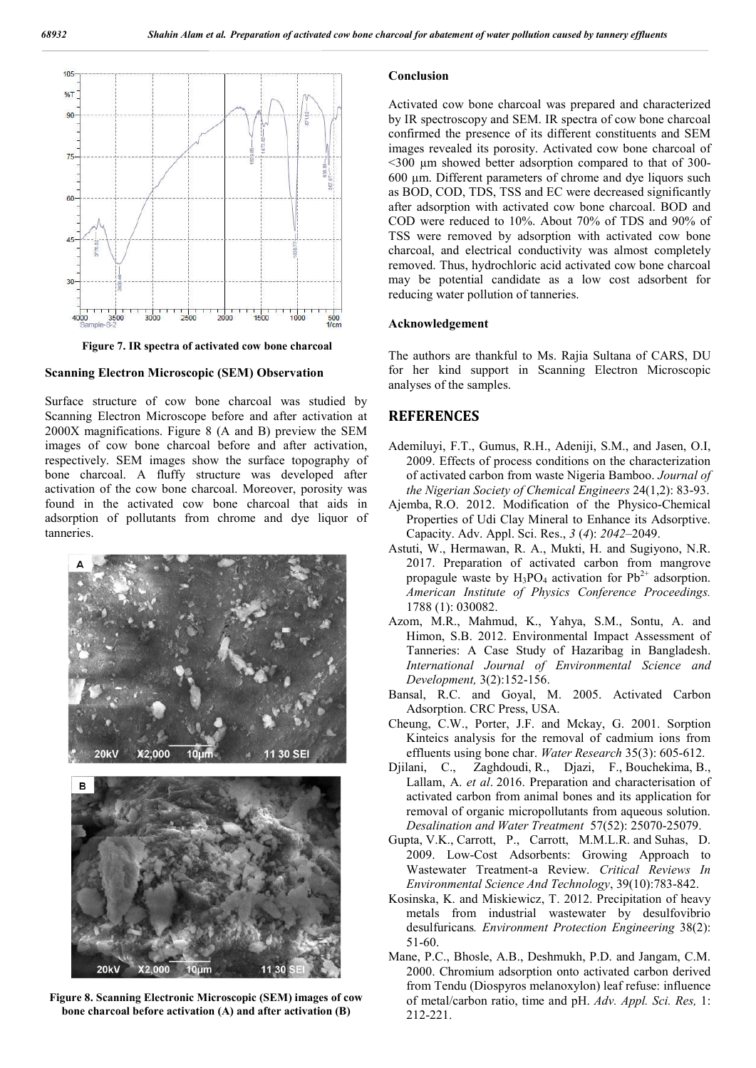Figure 7. IR spectra of activated cow bone charcoal

### Scanning Electron Microscopic (SEM) Observation

Surface structure of cow bone charcoal was studied by Scanning Electron Microscope before and after activation at 2000X magnifications. Figure 8 (A and B) preview the SEM images of cow bone charcoal before and after activation, respectively. SEM images show the surface topography of bone charcoal. A fluffy structure was developed after activation of the cow bone charcoal. Moreover, porosity was found in the activated cow bone charcoal that aids in adsorption of pollutants from chrome and dye liquor of tanneries.

Figure 8. Scanning Electronic Microscopic (SEM) images of cow bone charcoal before activation (A) and after activation (B)

### Conclusion

Activated cow bone charcoal was prepared and characterized by IR spectroscopy and SEM. IR spectra of cow bone charcoal confirmed the presence of its different constituents and SEM images revealed its porosity. Activated cow bone charcoal of <300 µm showed better adsorption compared to that of 300-600 µm. Different parameters of chrome and dye liquors such as BOD, COD, TDS, TSS and EC were decreased significantly after adsorption with activated cow bone charcoal. BOD and COD were reduced to 10%. About 70% of TDS and 90% of TSS were removed by adsorption with activated cow bone charcoal, and electrical conductivity was almost completely removed. Thus, hydrochloric acid activated cow bone charcoal may be potential candidate as a low cost adsorbent for reducing water pollution of tanneries.

### Acknowledgement

The authors are thankful to Ms. Rajia Sultana of CARS, DU for her kind support in Scanning Electron Microscopic analyses of the samples.

## REFERENCES

Ademiluyi, F.T., Gumus, R.H., Adeniji, S.M., and Jasen, O.I, 2009. Effects of process conditions on the characterization of activated carbon from waste Nigeria Bamboo. *Journal of the Nigerian Society of Chemical Engineers* 24(1,2): 83-93.

Ajemba, R.O. 2012. Modification of the Physico-Chemical Properties of Udi Clay Mineral to Enhance its Adsorptive. Capacity. Adv. Appl. Sci. Res., *3* (*4*): *2042*–2049.

Astuti, W., Hermawan, R. A., Mukti, H. and Sugiyono, N.R. 2017. Preparation of activated carbon from mangrove propagule waste by $H_3PO_4$ activation for $Pb^{2+}$ adsorption. *American Institute of Physics Conference Proceedings.* 1788 (1): 030082.

Azom, M.R., Mahmud, K., Yahya, S.M., Sontu, A. and Himon, S.B. 2012. Environmental Impact Assessment of Tanneries: A Case Study of Hazaribag in Bangladesh. *International Journal of Environmental Science and Development,* 3(2):152-156.

Bansal, R.C. and Goyal, M. 2005. Activated Carbon Adsorption. CRC Press, USA.

Cheung, C.W., Porter, J.F. and Mckay, G. 2001. Sorption Kinteics analysis for the removal of cadmium ions from effluents using bone char. *Water Research* 35(3): 605-612.

Djilani, C., Zaghdoudi, R., Djazi, F., Bouchekima, B., Lallam, A. *et al*. 2016. Preparation and characterisation of activated carbon from animal bones and its application for removal of organic micropollutants from aqueous solution. *Desalination and Water Treatment* 57(52): 25070-25079.

Gupta, V.K., Carrott, P., Carrott, M.M.L.R. and Suhas, D. 2009. Low-Cost Adsorbents: Growing Approach to Wastewater Treatment-a Review. *Critical Reviews In Environmental Science And Technology*, 39(10):783-842.

Kosinska, K. and Miskiewicz, T. 2012. Precipitation of heavy metals from industrial wastewater by desulfovibrio desulfuricans*. Environment Protection Engineering* 38(2): 51-60.

Mane, P.C., Bhosle, A.B., Deshmukh, P.D. and Jangam, C.M. 2000. Chromium adsorption onto activated carbon derived from Tendu (Diospyros melanoxylon) leaf refuse: influence of metal/carbon ratio, time and pH. *Adv. Appl. Sci. Res,* 1: 212-221.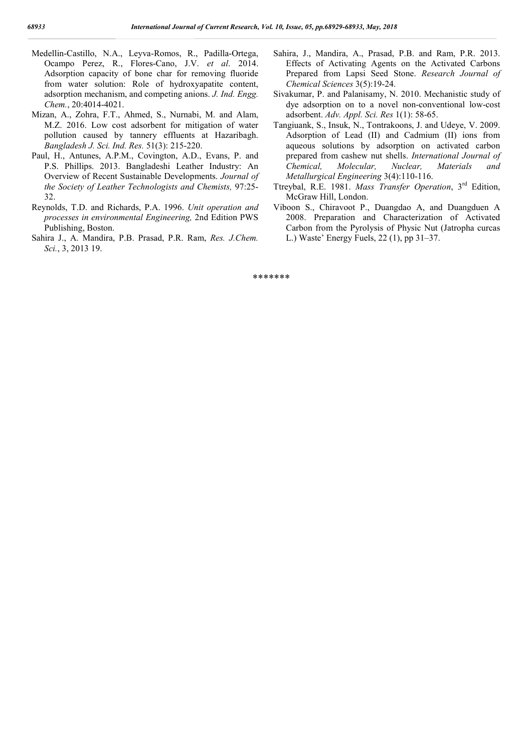Medellin-Castillo, N.A., Leyva-Romos, R., Padilla-Ortega, Ocampo Perez, R., Flores-Cano, J.V. *et al*. 2014. Adsorption capacity of bone char for removing fluoride from water solution: Role of hydroxyapatite content, adsorption mechanism, and competing anions. *J. Ind. Engg. Chem.*, 20:4014-4021.

Mizan, A., Zohra, F.T., Ahmed, S., Nurnabi, M. and Alam, M.Z. 2016. Low cost adsorbent for mitigation of water pollution caused by tannery effluents at Hazaribagh. *Bangladesh J. Sci. Ind. Res.* 51(3): 215-220.

Paul, H., Antunes, A.P.M., Covington, A.D., Evans, P. and P.S. Phillips. 2013. Bangladeshi Leather Industry: An Overview of Recent Sustainable Developments. *Journal of the Society of Leather Technologists and Chemists,* 97:25-32.

Reynolds, T.D. and Richards, P.A. 1996. *Unit operation and processes in environmental Engineering,* 2nd Edition PWS Publishing, Boston.

Sahira J., A. Mandira, P.B. Prasad, P.R. Ram, *Res. J.Chem. Sci.*, 3, 2013 19.

Sahira, J., Mandira, A., Prasad, P.B. and Ram, P.R. 2013. Effects of Activating Agents on the Activated Carbons Prepared from Lapsi Seed Stone. *Research Journal of Chemical Sciences* 3(5):19-24.

Sivakumar, P. and Palanisamy, N. 2010. Mechanistic study of dye adsorption on to a novel non-conventional low-cost adsorbent. *Adv. Appl. Sci. Res* 1(1): 58-65.

Tangiuank, S., Insuk, N., Tontrakoons, J. and Udeye, V. 2009. Adsorption of Lead (II) and Cadmium (II) ions from aqueous solutions by adsorption on activated carbon prepared from cashew nut shells. *International Journal of Chemical, Molecular, Nuclear, Materials and Metallurgical Engineering* 3(4):110-116.

Ttreybal, R.E. 1981. *Mass Transfer Operation*, 3rd Edition, McGraw Hill, London.

Viboon S., Chiravoot P., Duangdao A, and Duangduen A 2008. Preparation and Characterization of Activated Carbon from the Pyrolysis of Physic Nut (Jatropha curcas L.) Waste' Energy Fuels, 22 (1), pp 31–37.

\*\*\*\*\*\*\*